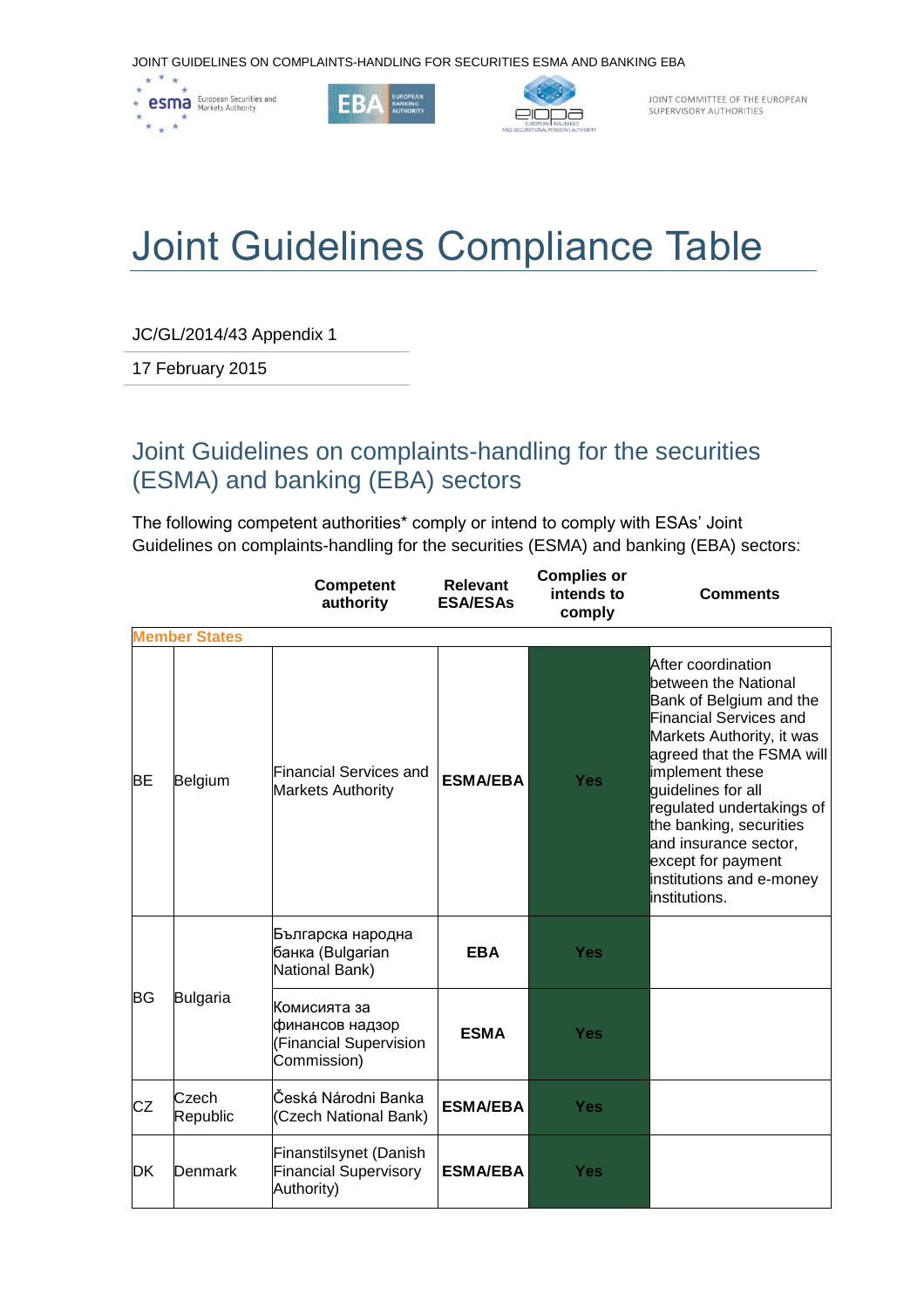JOINT GUIDELINES ON COMPLAINTS-HANDLING FOR SECURITIES ESMA AND BANKING EBA

# Joint Guidelines Compliance Table

JC/GL/2014/43 Appendix 1

17 February 2015

## Joint Guidelines on complaints-handling for the securities (ESMA) and banking (EBA) sectors

The following competent authorities* comply or intend to comply with ESAs' Joint Guidelines on complaints-handling for the securities (ESMA) and banking (EBA) sectors:

| | | Competent authority | Relevant ESA/ESAs | Complies or intends to comply | Comments |
|---|---|---|---|---|---|
| **Member States** | | | | | |
| BE | Belgium | Financial Services and Markets Authority | **ESMA/EBA** | **Yes** | After coordination between the National Bank of Belgium and the Financial Services and Markets Authority, it was agreed that the FSMA will implement these guidelines for all regulated undertakings of the banking, securities and insurance sector, except for payment institutions and e-money institutions. |
| BG | Bulgaria | Българска народна банка (Bulgarian National Bank) | **EBA** | **Yes** | |
| | | Комисията за финансов надзор (Financial Supervision Commission) | **ESMA** | **Yes** | |
| CZ | Czech Republic | Česká Národní Banka (Czech National Bank) | **ESMA/EBA** | **Yes** | |
| DK | Denmark | Finanstilsynet (Danish Financial Supervisory Authority) | **ESMA/EBA** | **Yes** | |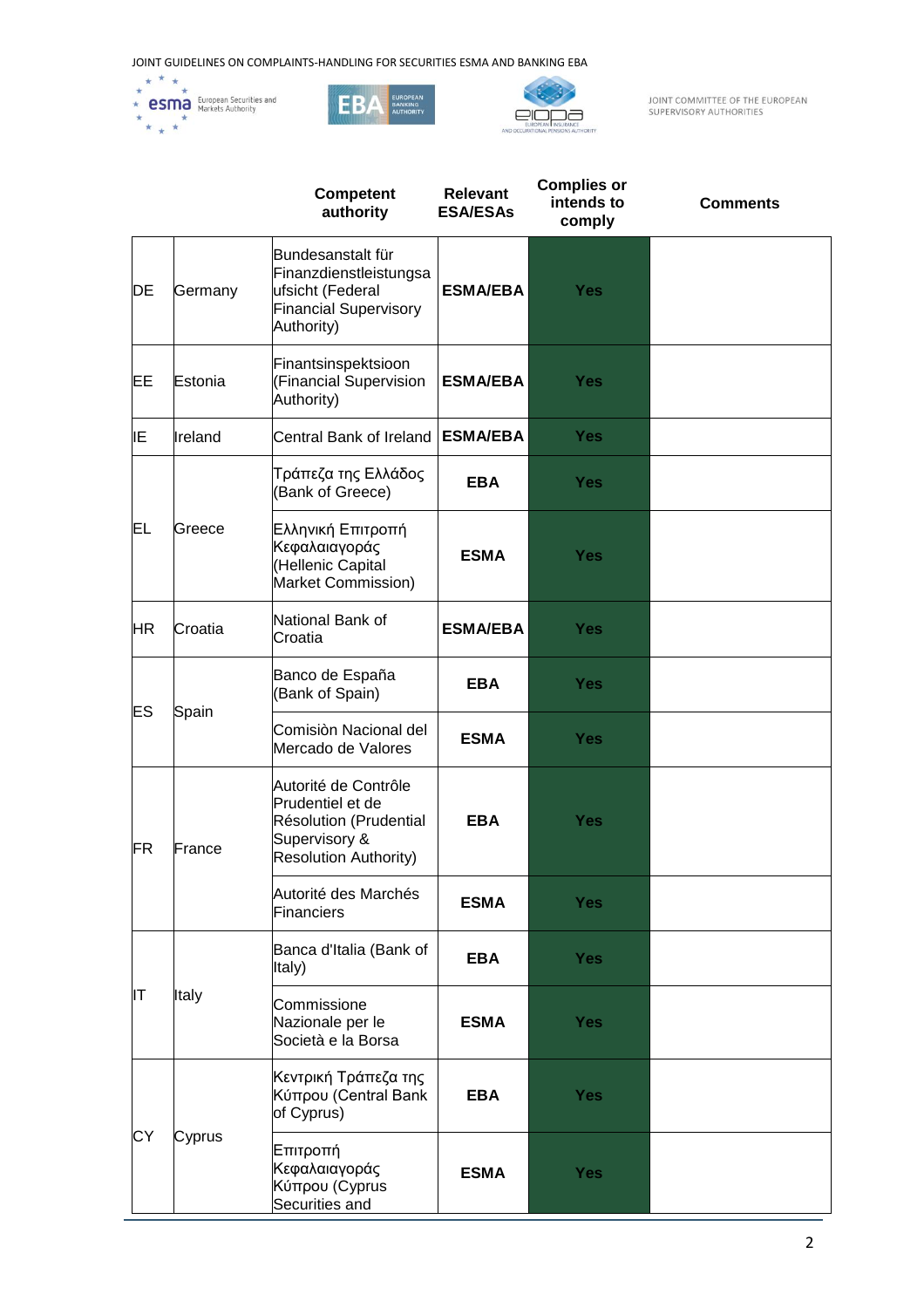| | | Competent authority | Relevant ESA/ESAs | Complies or intends to comply | Comments |
|---|---|---|---|---|---|
| DE | Germany | Bundesanstalt für Finanzdienstleistungsaufsicht (Federal Financial Supervisory Authority) | ESMA/EBA | Yes | |
| EE | Estonia | Finantsinspektsioon (Financial Supervision Authority) | ESMA/EBA | Yes | |
| IE | Ireland | Central Bank of Ireland | ESMA/EBA | Yes | |
| EL | Greece | Τράπεζα της Ελλάδος (Bank of Greece) | EBA | Yes | |
| | | Ελληνική Επιτροπή Κεφαλαιαγοράς (Hellenic Capital Market Commission) | ESMA | Yes | |
| HR | Croatia | National Bank of Croatia | ESMA/EBA | Yes | |
| ES | Spain | Banco de España (Bank of Spain) | EBA | Yes | |
| | | Comisiòn Nacional del Mercado de Valores | ESMA | Yes | |
| FR | France | Autorité de Contrôle Prudentiel et de Résolution (Prudential Supervisory & Resolution Authority) | EBA | Yes | |
| | | Autorité des Marchés Financiers | ESMA | Yes | |
| IT | Italy | Banca d'Italia (Bank of Italy) | EBA | Yes | |
| | | Commissione Nazionale per le Società e la Borsa | ESMA | Yes | |
| CY | Cyprus | Κεντρική Τράπεζα της Κύπρου (Central Bank of Cyprus) | EBA | Yes | |
| | | Επιτροπή Κεφαλαιαγοράς Κύπρου (Cyprus Securities and | ESMA | Yes | |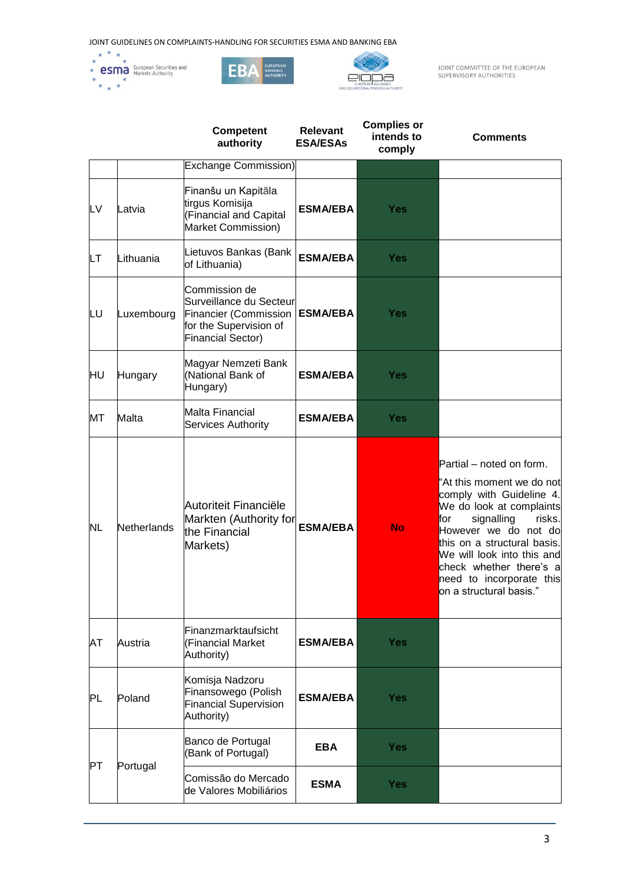| | | Competent authority | Relevant ESA/ESAs | Complies or intends to comply | Comments |
|---|---|---|---|---|---|
| | | Exchange Commission) | | | |
| LV | Latvia | Finanšu un Kapitāla tirgus Komisija (Financial and Capital Market Commission) | ESMA/EBA | Yes | |
| LT | Lithuania | Lietuvos Bankas (Bank of Lithuania) | ESMA/EBA | Yes | |
| LU | Luxembourg | Commission de Surveillance du Secteur Financier (Commission for the Supervision of Financial Sector) | ESMA/EBA | Yes | |
| HU | Hungary | Magyar Nemzeti Bank (National Bank of Hungary) | ESMA/EBA | Yes | |
| MT | Malta | Malta Financial Services Authority | ESMA/EBA | Yes | |
| NL | Netherlands | Autoriteit Financiële Markten (Authority for the Financial Markets) | ESMA/EBA | No | Partial – noted on form. "At this moment we do not comply with Guideline 4. We do look at complaints for signalling risks. However we do not do this on a structural basis. We will look into this and check whether there's a need to incorporate this on a structural basis." |
| AT | Austria | Finanzmarktaufsicht (Financial Market Authority) | ESMA/EBA | Yes | |
| PL | Poland | Komisja Nadzoru Finansowego (Polish Financial Supervision Authority) | ESMA/EBA | Yes | |
| PT | Portugal | Banco de Portugal (Bank of Portugal) | EBA | Yes | |
| | | Comissão do Mercado de Valores Mobiliários | ESMA | Yes | |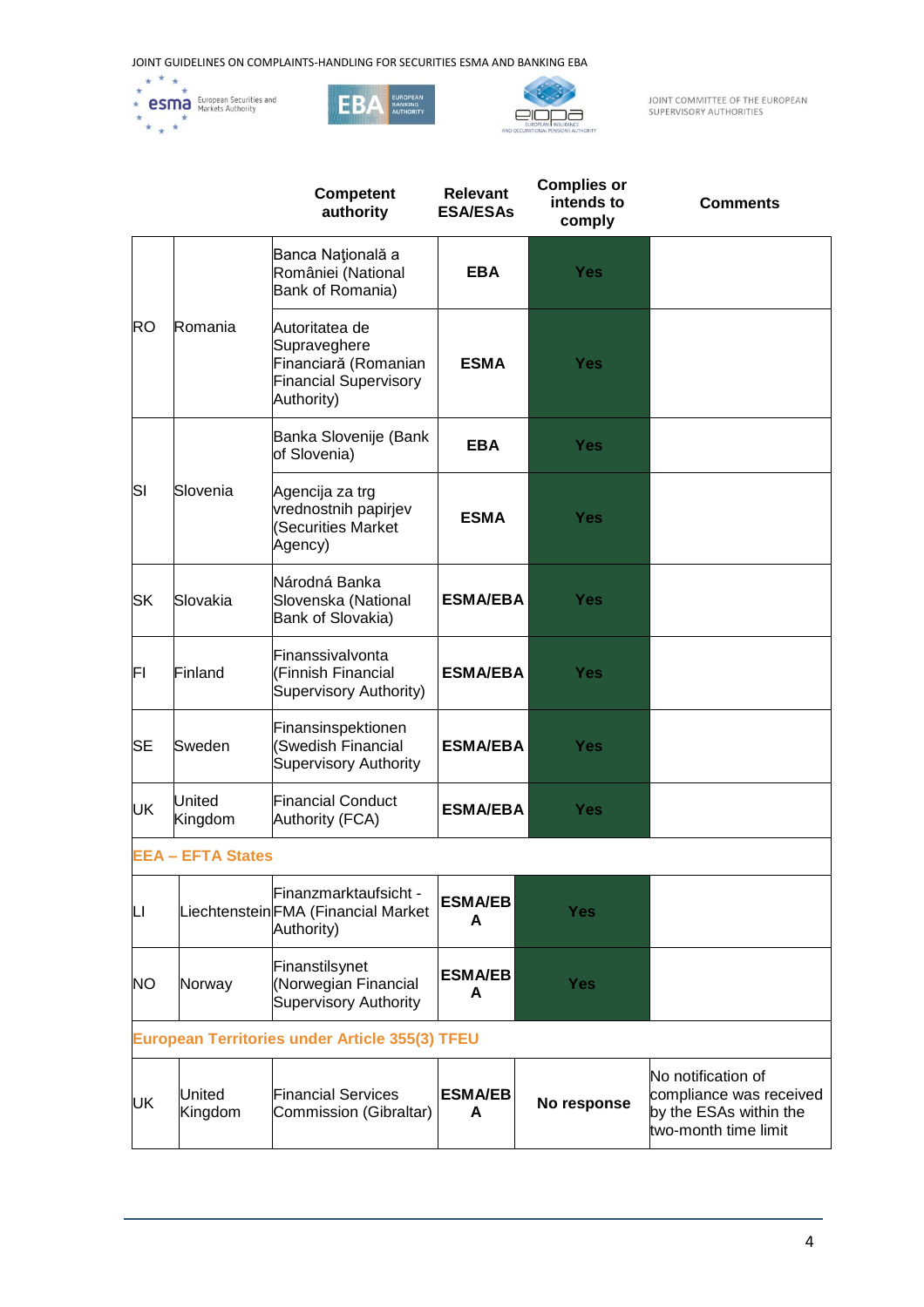| | | Competent authority | Relevant ESA/ESAs | Complies or intends to comply | Comments |
|---|---|---|---|---|---|
| RO | Romania | Banca Naţională a României (National Bank of Romania) | EBA | Yes | |
| | | Autoritatea de Supraveghere Financiară (Romanian Financial Supervisory Authority) | ESMA | Yes | |
| SI | Slovenia | Banka Slovenije (Bank of Slovenia) | EBA | Yes | |
| | | Agencija za trg vrednostnih papirjev (Securities Market Agency) | ESMA | Yes | |
| SK | Slovakia | Národná Banka Slovenska (National Bank of Slovakia) | ESMA/EBA | Yes | |
| FI | Finland | Finanssivalvonta (Finnish Financial Supervisory Authority) | ESMA/EBA | Yes | |
| SE | Sweden | Finansinspektionen (Swedish Financial Supervisory Authority | ESMA/EBA | Yes | |
| UK | United Kingdom | Financial Conduct Authority (FCA) | ESMA/EBA | Yes | |
| **EEA – EFTA States** | | | | | |
| LI | Liechtenstein | Finanzmarktaufsicht - FMA (Financial Market Authority) | ESMA/EBA | Yes | |
| NO | Norway | Finanstilsynet (Norwegian Financial Supervisory Authority | ESMA/EBA | Yes | |
| **European Territories under Article 355(3) TFEU** | | | | | |
| UK | United Kingdom | Financial Services Commission (Gibraltar) | ESMA/EBA | No response | No notification of compliance was received by the ESAs within the two-month time limit |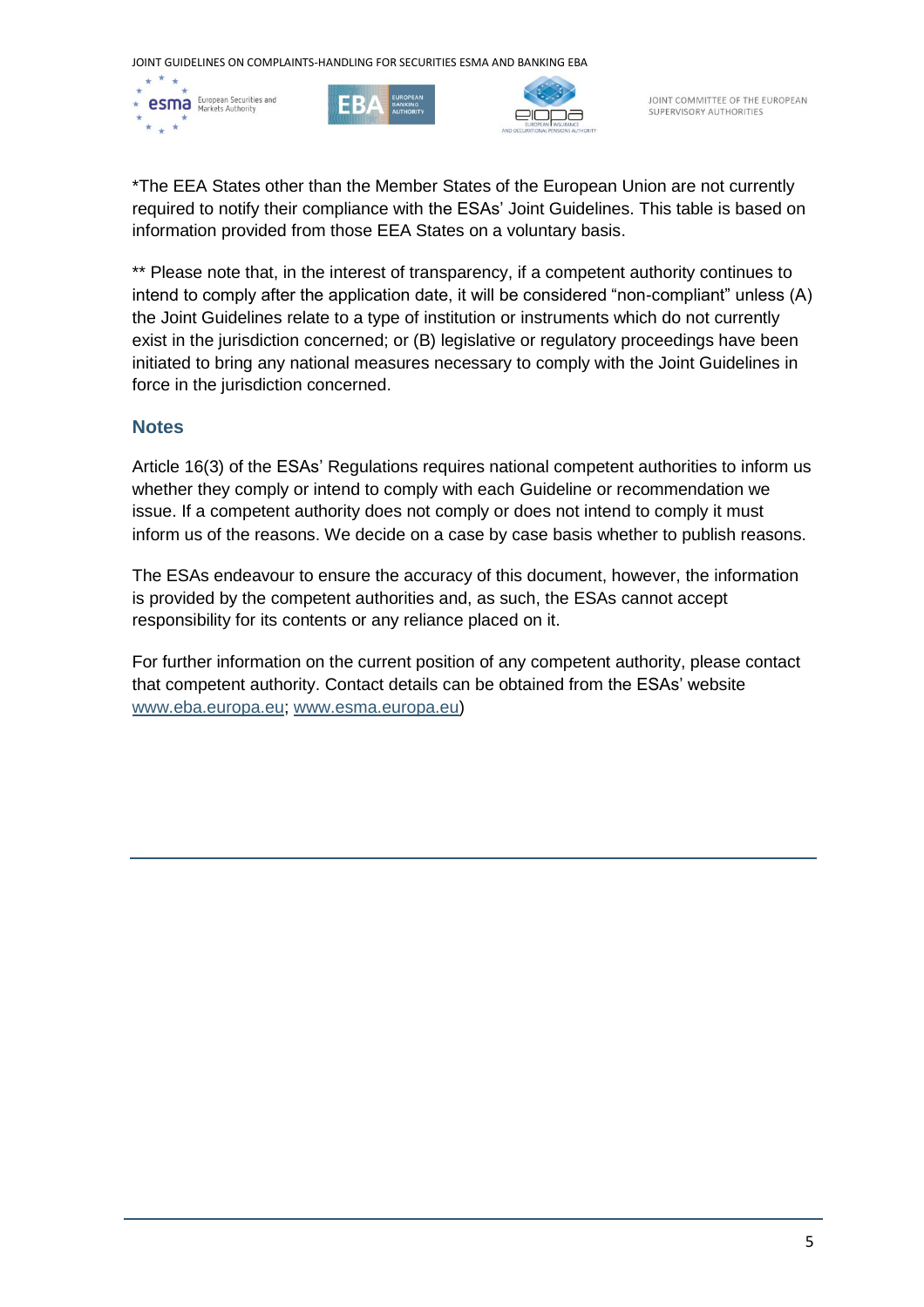*The EEA States other than the Member States of the European Union are not currently required to notify their compliance with the ESAs' Joint Guidelines. This table is based on information provided from those EEA States on a voluntary basis.

** Please note that, in the interest of transparency, if a competent authority continues to intend to comply after the application date, it will be considered "non-compliant" unless (A) the Joint Guidelines relate to a type of institution or instruments which do not currently exist in the jurisdiction concerned; or (B) legislative or regulatory proceedings have been initiated to bring any national measures necessary to comply with the Joint Guidelines in force in the jurisdiction concerned.

## Notes

Article 16(3) of the ESAs' Regulations requires national competent authorities to inform us whether they comply or intend to comply with each Guideline or recommendation we issue. If a competent authority does not comply or does not intend to comply it must inform us of the reasons. We decide on a case by case basis whether to publish reasons.

The ESAs endeavour to ensure the accuracy of this document, however, the information is provided by the competent authorities and, as such, the ESAs cannot accept responsibility for its contents or any reliance placed on it.

For further information on the current position of any competent authority, please contact that competent authority. Contact details can be obtained from the ESAs' website www.eba.europa.eu; www.esma.europa.eu)